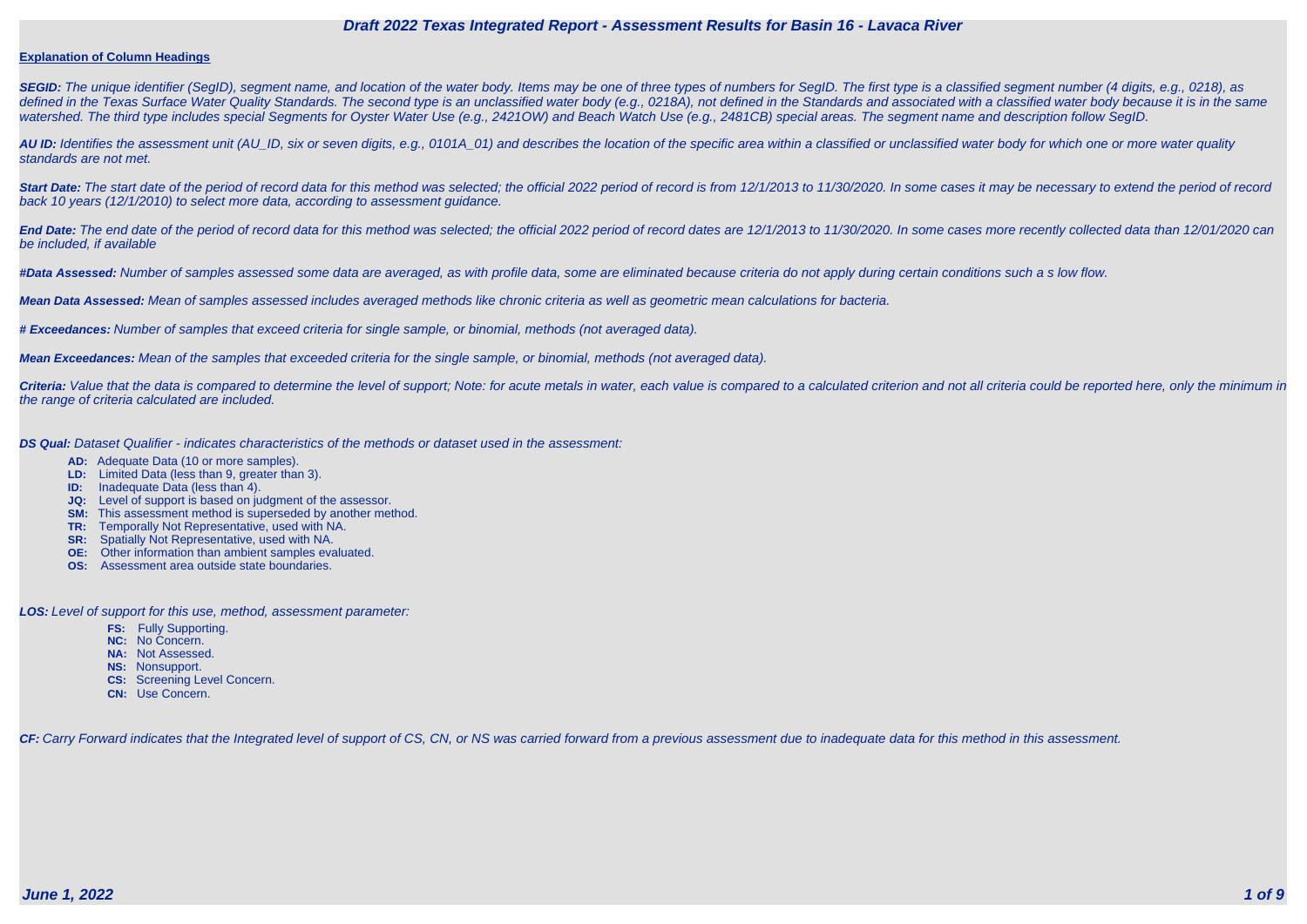# Draft 2022 Texas Integrated Report - Assessment Results for Basin 16 - Lavaca River

## Explanation of Column Headings

***SEGID:*** *The unique identifier (SegID), segment name, and location of the water body. Items may be one of three types of numbers for SegID. The first type is a classified segment number (4 digits, e.g., 0218), as defined in the Texas Surface Water Quality Standards. The second type is an unclassified water body (e.g., 0218A), not defined in the Standards and associated with a classified water body because it is in the same watershed. The third type includes special Segments for Oyster Water Use (e.g., 2421OW) and Beach Watch Use (e.g., 2481CB) special areas. The segment name and description follow SegID.*

***AU ID:*** *Identifies the assessment unit (AU_ID, six or seven digits, e.g., 0101A_01) and describes the location of the specific area within a classified or unclassified water body for which one or more water quality standards are not met.*

***Start Date:*** *The start date of the period of record data for this method was selected; the official 2022 period of record is from 12/1/2013 to 11/30/2020. In some cases it may be necessary to extend the period of record back 10 years (12/1/2010) to select more data, according to assessment guidance.*

***End Date:*** *The end date of the period of record data for this method was selected; the official 2022 period of record dates are 12/1/2013 to 11/30/2020. In some cases more recently collected data than 12/01/2020 can be included, if available*

***#Data Assessed:*** *Number of samples assessed some data are averaged, as with profile data, some are eliminated because criteria do not apply during certain conditions such a s low flow.*

***Mean Data Assessed:*** *Mean of samples assessed includes averaged methods like chronic criteria as well as geometric mean calculations for bacteria.*

***# Exceedances:*** *Number of samples that exceed criteria for single sample, or binomial, methods (not averaged data).*

***Mean Exceedances:*** *Mean of the samples that exceeded criteria for the single sample, or binomial, methods (not averaged data).*

***Criteria:*** *Value that the data is compared to determine the level of support; Note: for acute metals in water, each value is compared to a calculated criterion and not all criteria could be reported here, only the minimum in the range of criteria calculated are included.*

***DS Qual:*** *Dataset Qualifier - indicates characteristics of the methods or dataset used in the assessment:*

- **AD:** Adequate Data (10 or more samples).
- **LD:** Limited Data (less than 9, greater than 3).
- **ID:** Inadequate Data (less than 4).
- **JQ:** Level of support is based on judgment of the assessor.
- **SM:** This assessment method is superseded by another method.
- **TR:** Temporally Not Representative, used with NA.
- **SR:** Spatially Not Representative, used with NA.
- **OE:** Other information than ambient samples evaluated.
- **OS:** Assessment area outside state boundaries.

***LOS:*** *Level of support for this use, method, assessment parameter:*

- **FS:** Fully Supporting.
- **NC:** No Concern.
- **NA:** Not Assessed.
- **NS:** Nonsupport.
- **CS:** Screening Level Concern.
- **CN:** Use Concern.

***CF:*** *Carry Forward indicates that the Integrated level of support of CS, CN, or NS was carried forward from a previous assessment due to inadequate data for this method in this assessment.*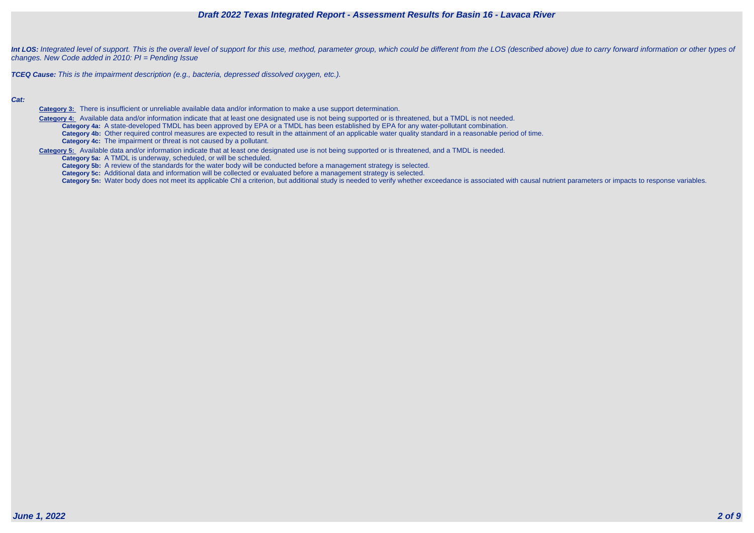***Int LOS:*** *Integrated level of support. This is the overall level of support for this use, method, parameter group, which could be different from the LOS (described above) due to carry forward information or other types of changes. New Code added in 2010: PI = Pending Issue*

***TCEQ Cause:*** *This is the impairment description (e.g., bacteria, depressed dissolved oxygen, etc.).*

***Cat:***

- **Category 3:** There is insufficient or unreliable available data and/or information to make a use support determination.
- **Category 4:** Available data and/or information indicate that at least one designated use is not being supported or is threatened, but a TMDL is not needed.
  - **Category 4a:** A state-developed TMDL has been approved by EPA or a TMDL has been established by EPA for any water-pollutant combination.
  - **Category 4b:** Other required control measures are expected to result in the attainment of an applicable water quality standard in a reasonable period of time.
  - **Category 4c:** The impairment or threat is not caused by a pollutant.
- **Category 5:** Available data and/or information indicate that at least one designated use is not being supported or is threatened, and a TMDL is needed.
  - **Category 5a:** A TMDL is underway, scheduled, or will be scheduled.
  - **Category 5b:** A review of the standards for the water body will be conducted before a management strategy is selected.
  - **Category 5c:** Additional data and information will be collected or evaluated before a management strategy is selected.
  - **Category 5n:** Water body does not meet its applicable Chl a criterion, but additional study is needed to verify whether exceedance is associated with causal nutrient parameters or impacts to response variables.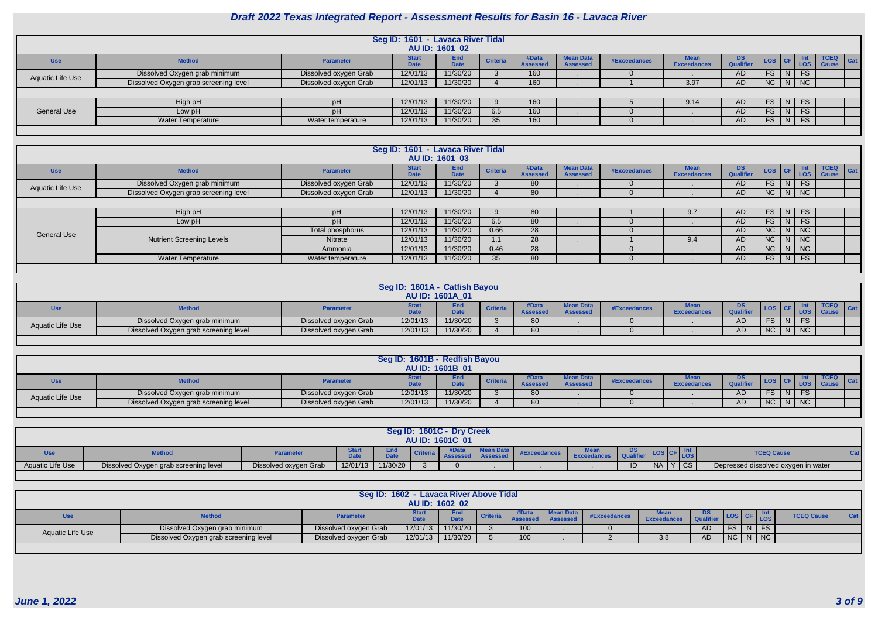# Draft 2022 Texas Integrated Report - Assessment Results for Basin 16 - Lavaca River

## Seg ID: 1601 - Lavaca River Tidal
### AU ID: 1601_02

| Use | Method | Parameter | Start Date | End Date | Criteria | #Data Assessed | Mean Data Assessed | #Exceedances | Mean Exceedances | DS Qualifier | LOS | CF | Int LOS | TCEQ Cause | Cat |
|---|---|---|---|---|---|---|---|---|---|---|---|---|---|---|---|
| Aquatic Life Use | Dissolved Oxygen grab minimum | Dissolved oxygen Grab | 12/01/13 | 11/30/20 | 3 | 160 | . | 0 | . | AD | FS | N | FS | | |
| | Dissolved Oxygen grab screening level | Dissolved oxygen Grab | 12/01/13 | 11/30/20 | 4 | 160 | . | 1 | 3.97 | AD | NC | N | NC | | |
| General Use | High pH | pH | 12/01/13 | 11/30/20 | 9 | 160 | . | 5 | 9.14 | AD | FS | N | FS | | |
| | Low pH | pH | 12/01/13 | 11/30/20 | 6.5 | 160 | . | 0 | . | AD | FS | N | FS | | |
| | Water Temperature | Water temperature | 12/01/13 | 11/30/20 | 35 | 160 | . | 0 | . | AD | FS | N | FS | | |

## Seg ID: 1601 - Lavaca River Tidal
### AU ID: 1601_03

| Use | Method | Parameter | Start Date | End Date | Criteria | #Data Assessed | Mean Data Assessed | #Exceedances | Mean Exceedances | DS Qualifier | LOS | CF | Int LOS | TCEQ Cause | Cat |
|---|---|---|---|---|---|---|---|---|---|---|---|---|---|---|---|
| Aquatic Life Use | Dissolved Oxygen grab minimum | Dissolved oxygen Grab | 12/01/13 | 11/30/20 | 3 | 80 | . | 0 | . | AD | FS | N | FS | | |
| | Dissolved Oxygen grab screening level | Dissolved oxygen Grab | 12/01/13 | 11/30/20 | 4 | 80 | . | 0 | . | AD | NC | N | NC | | |
| General Use | High pH | pH | 12/01/13 | 11/30/20 | 9 | 80 | . | 1 | 9.7 | AD | FS | N | FS | | |
| | Low pH | pH | 12/01/13 | 11/30/20 | 6.5 | 80 | . | 0 | . | AD | FS | N | FS | | |
| | Nutrient Screening Levels | Total phosphorus | 12/01/13 | 11/30/20 | 0.66 | 28 | . | 0 | . | AD | NC | N | NC | | |
| | | Nitrate | 12/01/13 | 11/30/20 | 1.1 | 28 | . | 1 | 9.4 | AD | NC | N | NC | | |
| | | Ammonia | 12/01/13 | 11/30/20 | 0.46 | 28 | . | 0 | . | AD | NC | N | NC | | |
| | Water Temperature | Water temperature | 12/01/13 | 11/30/20 | 35 | 80 | . | 0 | . | AD | FS | N | FS | | |

## Seg ID: 1601A - Catfish Bayou
### AU ID: 1601A_01

| Use | Method | Parameter | Start Date | End Date | Criteria | #Data Assessed | Mean Data Assessed | #Exceedances | Mean Exceedances | DS Qualifier | LOS | CF | Int LOS | TCEQ Cause | Cat |
|---|---|---|---|---|---|---|---|---|---|---|---|---|---|---|---|
| Aquatic Life Use | Dissolved Oxygen grab minimum | Dissolved oxygen Grab | 12/01/13 | 11/30/20 | 3 | 80 | . | 0 | . | AD | FS | N | FS | | |
| | Dissolved Oxygen grab screening level | Dissolved oxygen Grab | 12/01/13 | 11/30/20 | 4 | 80 | . | 0 | . | AD | NC | N | NC | | |

## Seg ID: 1601B - Redfish Bayou
### AU ID: 1601B_01

| Use | Method | Parameter | Start Date | End Date | Criteria | #Data Assessed | Mean Data Assessed | #Exceedances | Mean Exceedances | DS Qualifier | LOS | CF | Int LOS | TCEQ Cause | Cat |
|---|---|---|---|---|---|---|---|---|---|---|---|---|---|---|---|
| Aquatic Life Use | Dissolved Oxygen grab minimum | Dissolved oxygen Grab | 12/01/13 | 11/30/20 | 3 | 80 | . | 0 | . | AD | FS | N | FS | | |
| | Dissolved Oxygen grab screening level | Dissolved oxygen Grab | 12/01/13 | 11/30/20 | 4 | 80 | . | 0 | . | AD | NC | N | NC | | |

## Seg ID: 1601C - Dry Creek
### AU ID: 1601C_01

| Use | Method | Parameter | Start Date | End Date | Criteria | #Data Assessed | Mean Data Assessed | #Exceedances | Mean Exceedances | DS Qualifier | LOS | CF | Int LOS | TCEQ Cause | Cat |
|---|---|---|---|---|---|---|---|---|---|---|---|---|---|---|---|
| Aquatic Life Use | Dissolved Oxygen grab screening level | Dissolved oxygen Grab | 12/01/13 | 11/30/20 | 3 | 0 | . | . | . | ID | NA | Y | CS | Depressed dissolved oxygen in water | |

## Seg ID: 1602 - Lavaca River Above Tidal
### AU ID: 1602_02

| Use | Method | Parameter | Start Date | End Date | Criteria | #Data Assessed | Mean Data Assessed | #Exceedances | Mean Exceedances | DS Qualifier | LOS | CF | Int LOS | TCEQ Cause | Cat |
|---|---|---|---|---|---|---|---|---|---|---|---|---|---|---|---|
| Aquatic Life Use | Dissolved Oxygen grab minimum | Dissolved oxygen Grab | 12/01/13 | 11/30/20 | 3 | 100 | . | 0 | . | AD | FS | N | FS | | |
| | Dissolved Oxygen grab screening level | Dissolved oxygen Grab | 12/01/13 | 11/30/20 | 5 | 100 | . | 2 | 3.8 | AD | NC | N | NC | | |

*June 1, 2022*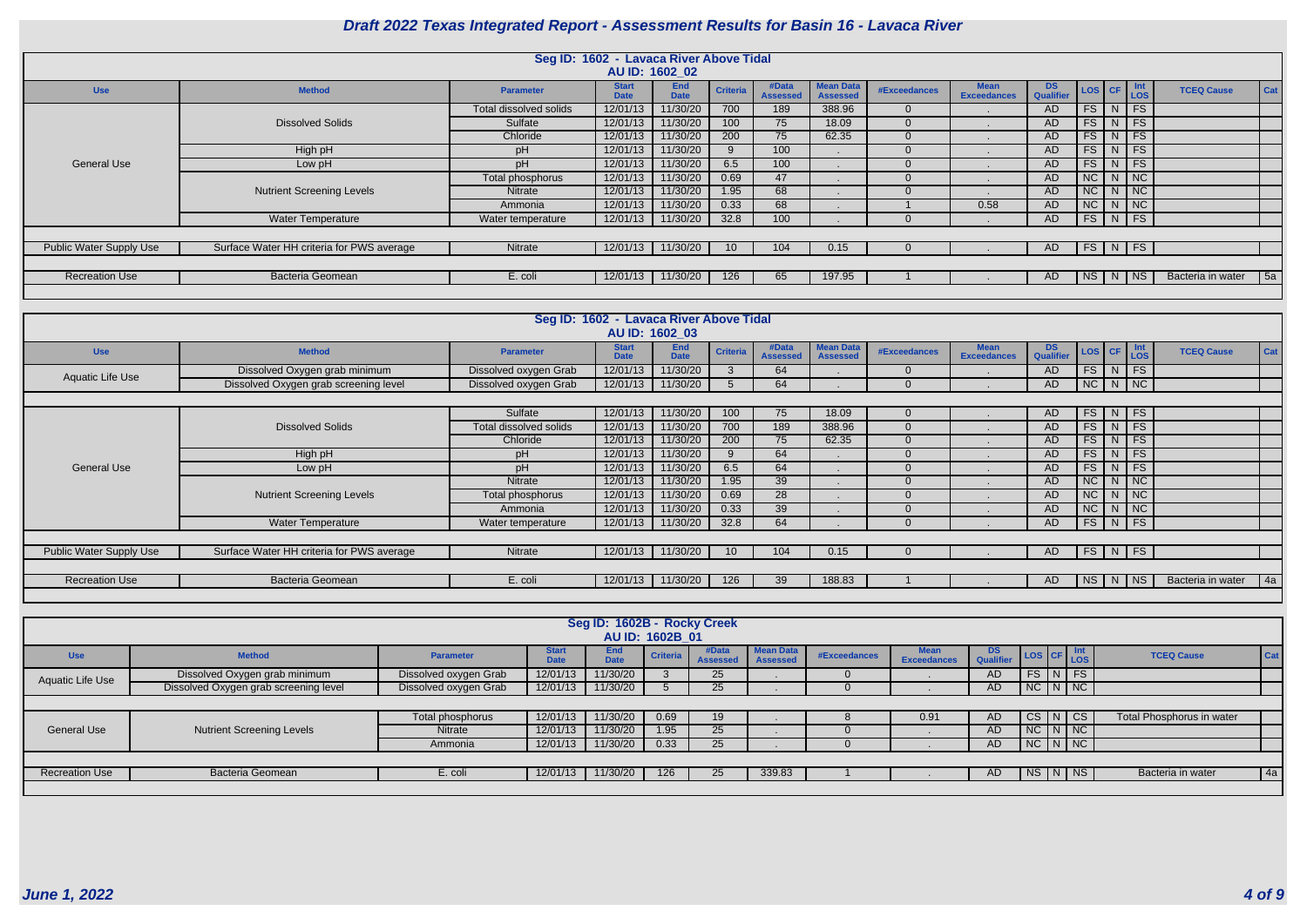# Draft 2022 Texas Integrated Report - Assessment Results for Basin 16 - Lavaca River

## Seg ID: 1602 - Lavaca River Above Tidal
### AU ID: 1602_02

| Use | Method | Parameter | Start Date | End Date | Criteria | #Data Assessed | Mean Data Assessed | #Exceedances | Mean Exceedances | DS Qualifier | LOS | CF | Int LOS | TCEQ Cause | Cat |
|---|---|---|---|---|---|---|---|---|---|---|---|---|---|---|---|
| General Use | Dissolved Solids | Total dissolved solids | 12/01/13 | 11/30/20 | 700 | 189 | 388.96 | 0 | . | AD | FS | N | FS | | |
| | | Sulfate | 12/01/13 | 11/30/20 | 100 | 75 | 18.09 | 0 | . | AD | FS | N | FS | | |
| | | Chloride | 12/01/13 | 11/30/20 | 200 | 75 | 62.35 | 0 | . | AD | FS | N | FS | | |
| | High pH | pH | 12/01/13 | 11/30/20 | 9 | 100 | . | 0 | . | AD | FS | N | FS | | |
| | Low pH | pH | 12/01/13 | 11/30/20 | 6.5 | 100 | . | 0 | . | AD | FS | N | FS | | |
| | Nutrient Screening Levels | Total phosphorus | 12/01/13 | 11/30/20 | 0.69 | 47 | . | 0 | . | AD | NC | N | NC | | |
| | | Nitrate | 12/01/13 | 11/30/20 | 1.95 | 68 | . | 0 | . | AD | NC | N | NC | | |
| | | Ammonia | 12/01/13 | 11/30/20 | 0.33 | 68 | . | 1 | 0.58 | AD | NC | N | NC | | |
| | Water Temperature | Water temperature | 12/01/13 | 11/30/20 | 32.8 | 100 | . | 0 | . | AD | FS | N | FS | | |
| Public Water Supply Use | Surface Water HH criteria for PWS average | Nitrate | 12/01/13 | 11/30/20 | 10 | 104 | 0.15 | 0 | . | AD | FS | N | FS | | |
| Recreation Use | Bacteria Geomean | E. coli | 12/01/13 | 11/30/20 | 126 | 65 | 197.95 | 1 | . | AD | NS | N | NS | Bacteria in water | 5a |

## Seg ID: 1602 - Lavaca River Above Tidal
### AU ID: 1602_03

| Use | Method | Parameter | Start Date | End Date | Criteria | #Data Assessed | Mean Data Assessed | #Exceedances | Mean Exceedances | DS Qualifier | LOS | CF | Int LOS | TCEQ Cause | Cat |
|---|---|---|---|---|---|---|---|---|---|---|---|---|---|---|---|
| Aquatic Life Use | Dissolved Oxygen grab minimum | Dissolved oxygen Grab | 12/01/13 | 11/30/20 | 3 | 64 | . | 0 | . | AD | FS | N | FS | | |
| | Dissolved Oxygen grab screening level | Dissolved oxygen Grab | 12/01/13 | 11/30/20 | 5 | 64 | . | 0 | . | AD | NC | N | NC | | |
| General Use | Dissolved Solids | Sulfate | 12/01/13 | 11/30/20 | 100 | 75 | 18.09 | 0 | . | AD | FS | N | FS | | |
| | | Total dissolved solids | 12/01/13 | 11/30/20 | 700 | 189 | 388.96 | 0 | . | AD | FS | N | FS | | |
| | | Chloride | 12/01/13 | 11/30/20 | 200 | 75 | 62.35 | 0 | . | AD | FS | N | FS | | |
| | High pH | pH | 12/01/13 | 11/30/20 | 9 | 64 | . | 0 | . | AD | FS | N | FS | | |
| | Low pH | pH | 12/01/13 | 11/30/20 | 6.5 | 64 | . | 0 | . | AD | FS | N | FS | | |
| | Nutrient Screening Levels | Nitrate | 12/01/13 | 11/30/20 | 1.95 | 39 | . | 0 | . | AD | NC | N | NC | | |
| | | Total phosphorus | 12/01/13 | 11/30/20 | 0.69 | 28 | . | 0 | . | AD | NC | N | NC | | |
| | | Ammonia | 12/01/13 | 11/30/20 | 0.33 | 39 | . | 0 | . | AD | NC | N | NC | | |
| | Water Temperature | Water temperature | 12/01/13 | 11/30/20 | 32.8 | 64 | . | 0 | . | AD | FS | N | FS | | |
| Public Water Supply Use | Surface Water HH criteria for PWS average | Nitrate | 12/01/13 | 11/30/20 | 10 | 104 | 0.15 | 0 | . | AD | FS | N | FS | | |
| Recreation Use | Bacteria Geomean | E. coli | 12/01/13 | 11/30/20 | 126 | 39 | 188.83 | 1 | . | AD | NS | N | NS | Bacteria in water | 4a |

## Seg ID: 1602B - Rocky Creek
### AU ID: 1602B_01

| Use | Method | Parameter | Start Date | End Date | Criteria | #Data Assessed | Mean Data Assessed | #Exceedances | Mean Exceedances | DS Qualifier | LOS | CF | Int LOS | TCEQ Cause | Cat |
|---|---|---|---|---|---|---|---|---|---|---|---|---|---|---|---|
| Aquatic Life Use | Dissolved Oxygen grab minimum | Dissolved oxygen Grab | 12/01/13 | 11/30/20 | 3 | 25 | . | 0 | . | AD | FS | N | FS | | |
| | Dissolved Oxygen grab screening level | Dissolved oxygen Grab | 12/01/13 | 11/30/20 | 5 | 25 | . | 0 | . | AD | NC | N | NC | | |
| General Use | Nutrient Screening Levels | Total phosphorus | 12/01/13 | 11/30/20 | 0.69 | 19 | . | 8 | 0.91 | AD | CS | N | CS | Total Phosphorus in water | |
| | | Nitrate | 12/01/13 | 11/30/20 | 1.95 | 25 | . | 0 | . | AD | NC | N | NC | | |
| | | Ammonia | 12/01/13 | 11/30/20 | 0.33 | 25 | . | 0 | . | AD | NC | N | NC | | |
| Recreation Use | Bacteria Geomean | E. coli | 12/01/13 | 11/30/20 | 126 | 25 | 339.83 | 1 | . | AD | NS | N | NS | Bacteria in water | 4a |

*June 1, 2022*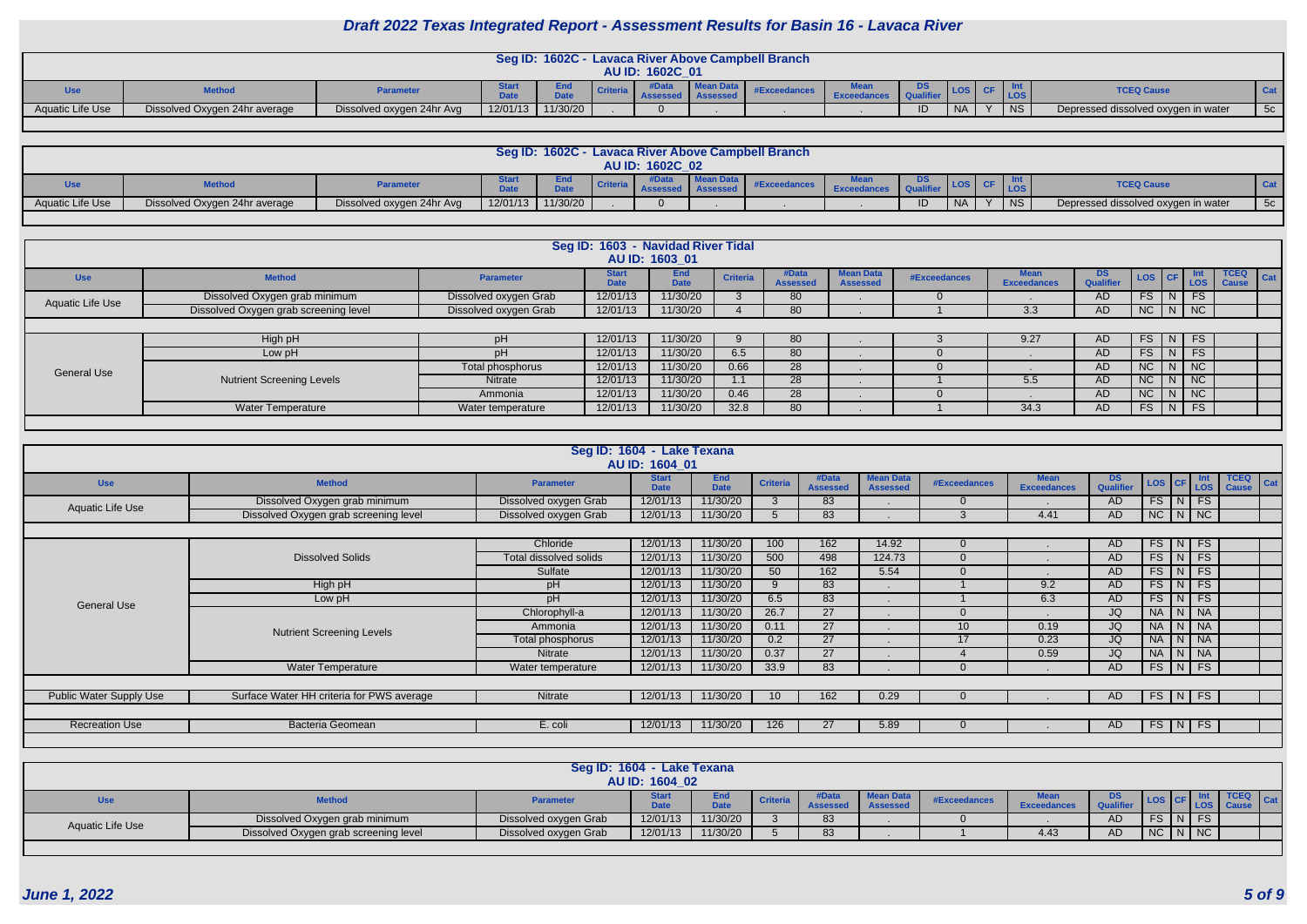# Draft 2022 Texas Integrated Report - Assessment Results for Basin 16 - Lavaca River

## Seg ID: 1602C - Lavaca River Above Campbell Branch
### AU ID: 1602C_01

| Use | Method | Parameter | Start Date | End Date | Criteria | #Data Assessed | Mean Data Assessed | #Exceedances | Mean Exceedances | DS Qualifier | LOS | CF | Int LOS | TCEQ Cause | Cat |
|---|---|---|---|---|---|---|---|---|---|---|---|---|---|---|---|
| Aquatic Life Use | Dissolved Oxygen 24hr average | Dissolved oxygen 24hr Avg | 12/01/13 | 11/30/20 | . | 0 | . | . | . | ID | NA | Y | NS | Depressed dissolved oxygen in water | 5c |

## Seg ID: 1602C - Lavaca River Above Campbell Branch
### AU ID: 1602C_02

| Use | Method | Parameter | Start Date | End Date | Criteria | #Data Assessed | Mean Data Assessed | #Exceedances | Mean Exceedances | DS Qualifier | LOS | CF | Int LOS | TCEQ Cause | Cat |
|---|---|---|---|---|---|---|---|---|---|---|---|---|---|---|---|
| Aquatic Life Use | Dissolved Oxygen 24hr average | Dissolved oxygen 24hr Avg | 12/01/13 | 11/30/20 | . | 0 | . | . | . | ID | NA | Y | NS | Depressed dissolved oxygen in water | 5c |

## Seg ID: 1603 - Navidad River Tidal
### AU ID: 1603_01

| Use | Method | Parameter | Start Date | End Date | Criteria | #Data Assessed | Mean Data Assessed | #Exceedances | Mean Exceedances | DS Qualifier | LOS | CF | Int LOS | TCEQ Cause | Cat |
|---|---|---|---|---|---|---|---|---|---|---|---|---|---|---|---|
| Aquatic Life Use | Dissolved Oxygen grab minimum | Dissolved oxygen Grab | 12/01/13 | 11/30/20 | 3 | 80 | . | 0 | . | AD | FS | N | FS | | |
| | Dissolved Oxygen grab screening level | Dissolved oxygen Grab | 12/01/13 | 11/30/20 | 4 | 80 | . | 1 | 3.3 | AD | NC | N | NC | | |
| General Use | High pH | pH | 12/01/13 | 11/30/20 | 9 | 80 | . | 3 | 9.27 | AD | FS | N | FS | | |
| | Low pH | pH | 12/01/13 | 11/30/20 | 6.5 | 80 | . | 0 | . | AD | FS | N | FS | | |
| | Nutrient Screening Levels | Total phosphorus | 12/01/13 | 11/30/20 | 0.66 | 28 | . | 0 | . | AD | NC | N | NC | | |
| | | Nitrate | 12/01/13 | 11/30/20 | 1.1 | 28 | . | 1 | 5.5 | AD | NC | N | NC | | |
| | | Ammonia | 12/01/13 | 11/30/20 | 0.46 | 28 | . | 0 | . | AD | NC | N | NC | | |
| | Water Temperature | Water temperature | 12/01/13 | 11/30/20 | 32.8 | 80 | . | 1 | 34.3 | AD | FS | N | FS | | |

## Seg ID: 1604 - Lake Texana
### AU ID: 1604_01

| Use | Method | Parameter | Start Date | End Date | Criteria | #Data Assessed | Mean Data Assessed | #Exceedances | Mean Exceedances | DS Qualifier | LOS | CF | Int LOS | TCEQ Cause | Cat |
|---|---|---|---|---|---|---|---|---|---|---|---|---|---|---|---|
| Aquatic Life Use | Dissolved Oxygen grab minimum | Dissolved oxygen Grab | 12/01/13 | 11/30/20 | 3 | 83 | . | 0 | . | AD | FS | N | FS | | |
| | Dissolved Oxygen grab screening level | Dissolved oxygen Grab | 12/01/13 | 11/30/20 | 5 | 83 | . | 3 | 4.41 | AD | NC | N | NC | | |
| General Use | Dissolved Solids | Chloride | 12/01/13 | 11/30/20 | 100 | 162 | 14.92 | 0 | . | AD | FS | N | FS | | |
| | | Total dissolved solids | 12/01/13 | 11/30/20 | 500 | 498 | 124.73 | 0 | . | AD | FS | N | FS | | |
| | | Sulfate | 12/01/13 | 11/30/20 | 50 | 162 | 5.54 | 0 | . | AD | FS | N | FS | | |
| | High pH | pH | 12/01/13 | 11/30/20 | 9 | 83 | . | 1 | 9.2 | AD | FS | N | FS | | |
| | Low pH | pH | 12/01/13 | 11/30/20 | 6.5 | 83 | . | 1 | 6.3 | AD | FS | N | FS | | |
| | Nutrient Screening Levels | Chlorophyll-a | 12/01/13 | 11/30/20 | 26.7 | 27 | . | 0 | . | JQ | NA | N | NA | | |
| | | Ammonia | 12/01/13 | 11/30/20 | 0.11 | 27 | . | 10 | 0.19 | JQ | NA | N | NA | | |
| | | Total phosphorus | 12/01/13 | 11/30/20 | 0.2 | 27 | . | 17 | 0.23 | JQ | NA | N | NA | | |
| | | Nitrate | 12/01/13 | 11/30/20 | 0.37 | 27 | . | 4 | 0.59 | JQ | NA | N | NA | | |
| | Water Temperature | Water temperature | 12/01/13 | 11/30/20 | 33.9 | 83 | . | 0 | . | AD | FS | N | FS | | |
| Public Water Supply Use | Surface Water HH criteria for PWS average | Nitrate | 12/01/13 | 11/30/20 | 10 | 162 | 0.29 | 0 | . | AD | FS | N | FS | | |
| Recreation Use | Bacteria Geomean | E. coli | 12/01/13 | 11/30/20 | 126 | 27 | 5.89 | 0 | . | AD | FS | N | FS | | |

## Seg ID: 1604 - Lake Texana
### AU ID: 1604_02

| Use | Method | Parameter | Start Date | End Date | Criteria | #Data Assessed | Mean Data Assessed | #Exceedances | Mean Exceedances | DS Qualifier | LOS | CF | Int LOS | TCEQ Cause | Cat |
|---|---|---|---|---|---|---|---|---|---|---|---|---|---|---|---|
| Aquatic Life Use | Dissolved Oxygen grab minimum | Dissolved oxygen Grab | 12/01/13 | 11/30/20 | 3 | 83 | . | 0 | . | AD | FS | N | FS | | |
| | Dissolved Oxygen grab screening level | Dissolved oxygen Grab | 12/01/13 | 11/30/20 | 5 | 83 | . | 1 | 4.43 | AD | NC | N | NC | | |

*June 1, 2022*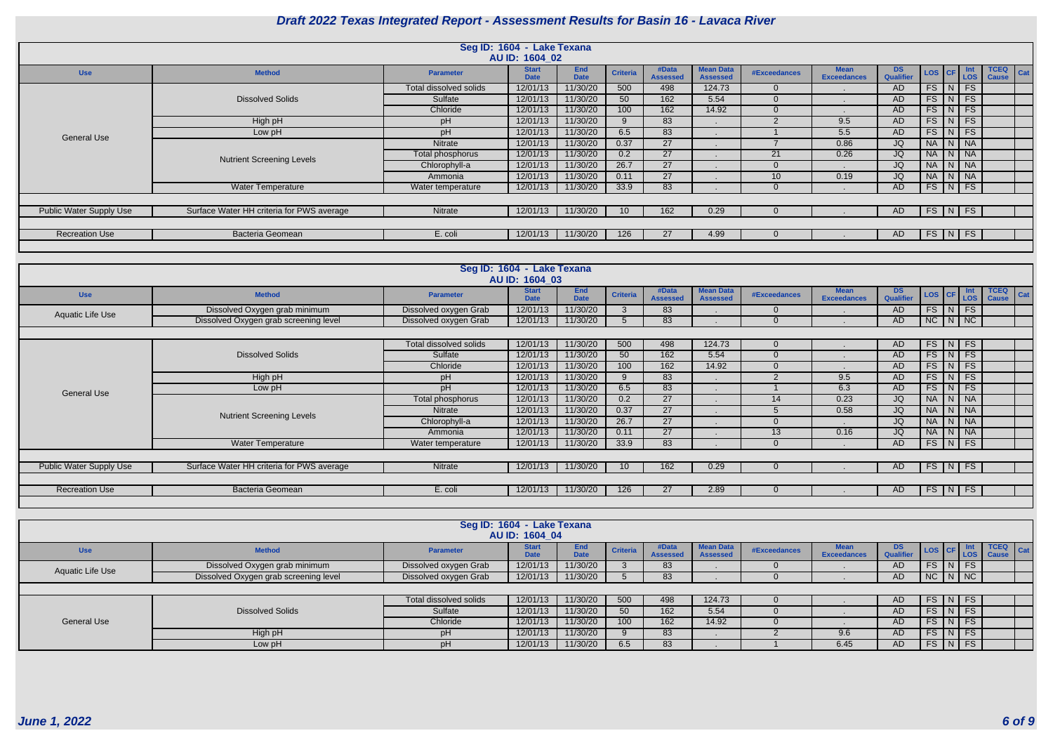# Draft 2022 Texas Integrated Report - Assessment Results for Basin 16 - Lavaca River

## Seg ID: 1604 - Lake Texana
### AU ID: 1604_02

| Use | Method | Parameter | Start Date | End Date | Criteria | #Data Assessed | Mean Data Assessed | #Exceedances | Mean Exceedances | DS Qualifier | LOS | CF | Int LOS | TCEQ Cause | Cat |
|---|---|---|---|---|---|---|---|---|---|---|---|---|---|---|---|
| General Use | Dissolved Solids | Total dissolved solids | 12/01/13 | 11/30/20 | 500 | 498 | 124.73 | 0 | . | AD | FS | N | FS | | |
| | | Sulfate | 12/01/13 | 11/30/20 | 50 | 162 | 5.54 | 0 | . | AD | FS | N | FS | | |
| | | Chloride | 12/01/13 | 11/30/20 | 100 | 162 | 14.92 | 0 | . | AD | FS | N | FS | | |
| | High pH | pH | 12/01/13 | 11/30/20 | 9 | 83 | . | 2 | 9.5 | AD | FS | N | FS | | |
| | Low pH | pH | 12/01/13 | 11/30/20 | 6.5 | 83 | . | 1 | 5.5 | AD | FS | N | FS | | |
| | Nutrient Screening Levels | Nitrate | 12/01/13 | 11/30/20 | 0.37 | 27 | . | 7 | 0.86 | JQ | NA | N | NA | | |
| | | Total phosphorus | 12/01/13 | 11/30/20 | 0.2 | 27 | . | 21 | 0.26 | JQ | NA | N | NA | | |
| | | Chlorophyll-a | 12/01/13 | 11/30/20 | 26.7 | 27 | . | 0 | . | JQ | NA | N | NA | | |
| | | Ammonia | 12/01/13 | 11/30/20 | 0.11 | 27 | . | 10 | 0.19 | JQ | NA | N | NA | | |
| | Water Temperature | Water temperature | 12/01/13 | 11/30/20 | 33.9 | 83 | . | 0 | . | AD | FS | N | FS | | |
| Public Water Supply Use | Surface Water HH criteria for PWS average | Nitrate | 12/01/13 | 11/30/20 | 10 | 162 | 0.29 | 0 | . | AD | FS | N | FS | | |
| Recreation Use | Bacteria Geomean | E. coli | 12/01/13 | 11/30/20 | 126 | 27 | 4.99 | 0 | . | AD | FS | N | FS | | |

## Seg ID: 1604 - Lake Texana
### AU ID: 1604_03

| Use | Method | Parameter | Start Date | End Date | Criteria | #Data Assessed | Mean Data Assessed | #Exceedances | Mean Exceedances | DS Qualifier | LOS | CF | Int LOS | TCEQ Cause | Cat |
|---|---|---|---|---|---|---|---|---|---|---|---|---|---|---|---|
| Aquatic Life Use | Dissolved Oxygen grab minimum | Dissolved oxygen Grab | 12/01/13 | 11/30/20 | 3 | 83 | . | 0 | . | AD | FS | N | FS | | |
| | Dissolved Oxygen grab screening level | Dissolved oxygen Grab | 12/01/13 | 11/30/20 | 5 | 83 | . | 0 | . | AD | NC | N | NC | | |
| General Use | Dissolved Solids | Total dissolved solids | 12/01/13 | 11/30/20 | 500 | 498 | 124.73 | 0 | . | AD | FS | N | FS | | |
| | | Sulfate | 12/01/13 | 11/30/20 | 50 | 162 | 5.54 | 0 | . | AD | FS | N | FS | | |
| | | Chloride | 12/01/13 | 11/30/20 | 100 | 162 | 14.92 | 0 | . | AD | FS | N | FS | | |
| | High pH | pH | 12/01/13 | 11/30/20 | 9 | 83 | . | 2 | 9.5 | AD | FS | N | FS | | |
| | Low pH | pH | 12/01/13 | 11/30/20 | 6.5 | 83 | . | 1 | 6.3 | AD | FS | N | FS | | |
| | Nutrient Screening Levels | Total phosphorus | 12/01/13 | 11/30/20 | 0.2 | 27 | . | 14 | 0.23 | JQ | NA | N | NA | | |
| | | Nitrate | 12/01/13 | 11/30/20 | 0.37 | 27 | . | 5 | 0.58 | JQ | NA | N | NA | | |
| | | Chlorophyll-a | 12/01/13 | 11/30/20 | 26.7 | 27 | . | 0 | . | JQ | NA | N | NA | | |
| | | Ammonia | 12/01/13 | 11/30/20 | 0.11 | 27 | . | 13 | 0.16 | JQ | NA | N | NA | | |
| | Water Temperature | Water temperature | 12/01/13 | 11/30/20 | 33.9 | 83 | . | 0 | . | AD | FS | N | FS | | |
| Public Water Supply Use | Surface Water HH criteria for PWS average | Nitrate | 12/01/13 | 11/30/20 | 10 | 162 | 0.29 | 0 | . | AD | FS | N | FS | | |
| Recreation Use | Bacteria Geomean | E. coli | 12/01/13 | 11/30/20 | 126 | 27 | 2.89 | 0 | . | AD | FS | N | FS | | |

## Seg ID: 1604 - Lake Texana
### AU ID: 1604_04

| Use | Method | Parameter | Start Date | End Date | Criteria | #Data Assessed | Mean Data Assessed | #Exceedances | Mean Exceedances | DS Qualifier | LOS | CF | Int LOS | TCEQ Cause | Cat |
|---|---|---|---|---|---|---|---|---|---|---|---|---|---|---|---|
| Aquatic Life Use | Dissolved Oxygen grab minimum | Dissolved oxygen Grab | 12/01/13 | 11/30/20 | 3 | 83 | . | 0 | . | AD | FS | N | FS | | |
| | Dissolved Oxygen grab screening level | Dissolved oxygen Grab | 12/01/13 | 11/30/20 | 5 | 83 | . | 0 | . | AD | NC | N | NC | | |
| General Use | Dissolved Solids | Total dissolved solids | 12/01/13 | 11/30/20 | 500 | 498 | 124.73 | 0 | . | AD | FS | N | FS | | |
| | | Sulfate | 12/01/13 | 11/30/20 | 50 | 162 | 5.54 | 0 | . | AD | FS | N | FS | | |
| | | Chloride | 12/01/13 | 11/30/20 | 100 | 162 | 14.92 | 0 | . | AD | FS | N | FS | | |
| | High pH | pH | 12/01/13 | 11/30/20 | 9 | 83 | . | 2 | 9.6 | AD | FS | N | FS | | |
| | Low pH | pH | 12/01/13 | 11/30/20 | 6.5 | 83 | . | 1 | 6.45 | AD | FS | N | FS | | |

*June 1, 2022*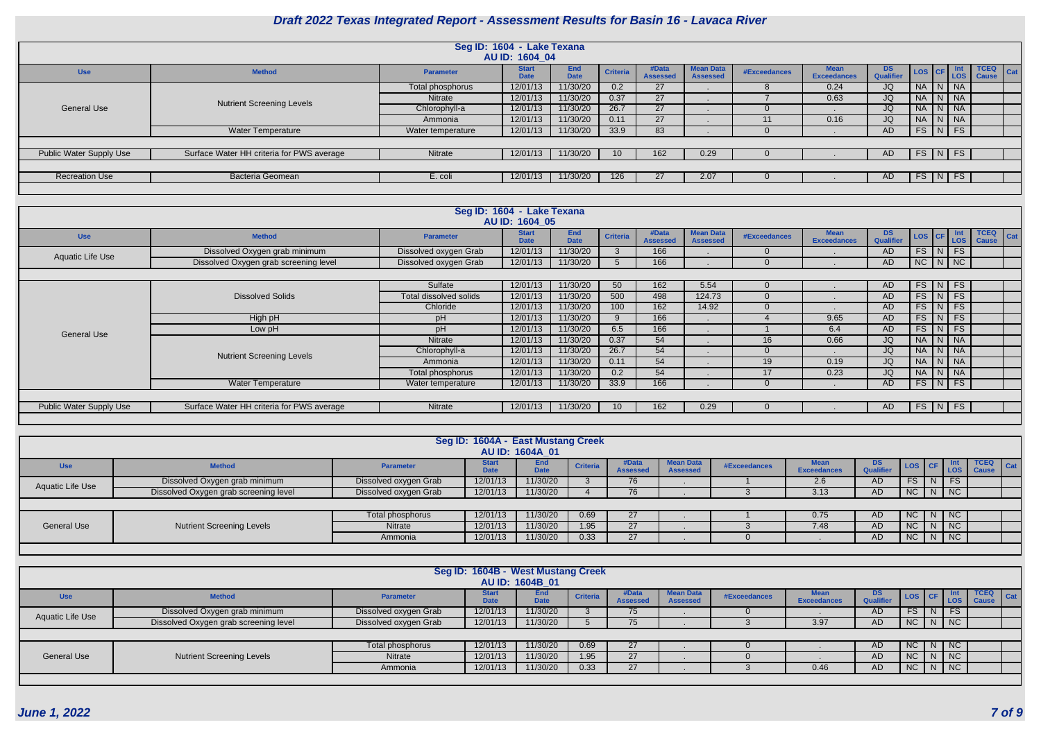# Draft 2022 Texas Integrated Report - Assessment Results for Basin 16 - Lavaca River

## Seg ID: 1604 - Lake Texana
### AU ID: 1604_04

| Use | Method | Parameter | Start Date | End Date | Criteria | #Data Assessed | Mean Data Assessed | #Exceedances | Mean Exceedances | DS Qualifier | LOS | CF | Int LOS | TCEQ Cause | Cat |
|---|---|---|---|---|---|---|---|---|---|---|---|---|---|---|---|
| General Use | Nutrient Screening Levels | Total phosphorus | 12/01/13 | 11/30/20 | 0.2 | 27 | . | 8 | 0.24 | JQ | NA | N | NA | | |
| | | Nitrate | 12/01/13 | 11/30/20 | 0.37 | 27 | . | 7 | 0.63 | JQ | NA | N | NA | | |
| | | Chlorophyll-a | 12/01/13 | 11/30/20 | 26.7 | 27 | . | 0 | . | JQ | NA | N | NA | | |
| | | Ammonia | 12/01/13 | 11/30/20 | 0.11 | 27 | . | 11 | 0.16 | JQ | NA | N | NA | | |
| | Water Temperature | Water temperature | 12/01/13 | 11/30/20 | 33.9 | 83 | . | 0 | . | AD | FS | N | FS | | |
| Public Water Supply Use | Surface Water HH criteria for PWS average | Nitrate | 12/01/13 | 11/30/20 | 10 | 162 | 0.29 | 0 | . | AD | FS | N | FS | | |
| Recreation Use | Bacteria Geomean | E. coli | 12/01/13 | 11/30/20 | 126 | 27 | 2.07 | 0 | . | AD | FS | N | FS | | |

## Seg ID: 1604 - Lake Texana
### AU ID: 1604_05

| Use | Method | Parameter | Start Date | End Date | Criteria | #Data Assessed | Mean Data Assessed | #Exceedances | Mean Exceedances | DS Qualifier | LOS | CF | Int LOS | TCEQ Cause | Cat |
|---|---|---|---|---|---|---|---|---|---|---|---|---|---|---|---|
| Aquatic Life Use | Dissolved Oxygen grab minimum | Dissolved oxygen Grab | 12/01/13 | 11/30/20 | 3 | 166 | . | 0 | . | AD | FS | N | FS | | |
| | Dissolved Oxygen grab screening level | Dissolved oxygen Grab | 12/01/13 | 11/30/20 | 5 | 166 | . | 0 | . | AD | NC | N | NC | | |
| General Use | Dissolved Solids | Sulfate | 12/01/13 | 11/30/20 | 50 | 162 | 5.54 | 0 | . | AD | FS | N | FS | | |
| | | Total dissolved solids | 12/01/13 | 11/30/20 | 500 | 498 | 124.73 | 0 | . | AD | FS | N | FS | | |
| | | Chloride | 12/01/13 | 11/30/20 | 100 | 162 | 14.92 | 0 | . | AD | FS | N | FS | | |
| | High pH | pH | 12/01/13 | 11/30/20 | 9 | 166 | . | 4 | 9.65 | AD | FS | N | FS | | |
| | Low pH | pH | 12/01/13 | 11/30/20 | 6.5 | 166 | . | 1 | 6.4 | AD | FS | N | FS | | |
| | Nutrient Screening Levels | Nitrate | 12/01/13 | 11/30/20 | 0.37 | 54 | . | 16 | 0.66 | JQ | NA | N | NA | | |
| | | Chlorophyll-a | 12/01/13 | 11/30/20 | 26.7 | 54 | . | 0 | . | JQ | NA | N | NA | | |
| | | Ammonia | 12/01/13 | 11/30/20 | 0.11 | 54 | . | 19 | 0.19 | JQ | NA | N | NA | | |
| | | Total phosphorus | 12/01/13 | 11/30/20 | 0.2 | 54 | . | 17 | 0.23 | JQ | NA | N | NA | | |
| | Water Temperature | Water temperature | 12/01/13 | 11/30/20 | 33.9 | 166 | . | 0 | . | AD | FS | N | FS | | |
| Public Water Supply Use | Surface Water HH criteria for PWS average | Nitrate | 12/01/13 | 11/30/20 | 10 | 162 | 0.29 | 0 | . | AD | FS | N | FS | | |

## Seg ID: 1604A - East Mustang Creek
### AU ID: 1604A_01

| Use | Method | Parameter | Start Date | End Date | Criteria | #Data Assessed | Mean Data Assessed | #Exceedances | Mean Exceedances | DS Qualifier | LOS | CF | Int LOS | TCEQ Cause | Cat |
|---|---|---|---|---|---|---|---|---|---|---|---|---|---|---|---|
| Aquatic Life Use | Dissolved Oxygen grab minimum | Dissolved oxygen Grab | 12/01/13 | 11/30/20 | 3 | 76 | . | 1 | 2.6 | AD | FS | N | FS | | |
| | Dissolved Oxygen grab screening level | Dissolved oxygen Grab | 12/01/13 | 11/30/20 | 4 | 76 | . | 3 | 3.13 | AD | NC | N | NC | | |
| General Use | Nutrient Screening Levels | Total phosphorus | 12/01/13 | 11/30/20 | 0.69 | 27 | . | 1 | 0.75 | AD | NC | N | NC | | |
| | | Nitrate | 12/01/13 | 11/30/20 | 1.95 | 27 | . | 3 | 7.48 | AD | NC | N | NC | | |
| | | Ammonia | 12/01/13 | 11/30/20 | 0.33 | 27 | . | 0 | . | AD | NC | N | NC | | |

## Seg ID: 1604B - West Mustang Creek
### AU ID: 1604B_01

| Use | Method | Parameter | Start Date | End Date | Criteria | #Data Assessed | Mean Data Assessed | #Exceedances | Mean Exceedances | DS Qualifier | LOS | CF | Int LOS | TCEQ Cause | Cat |
|---|---|---|---|---|---|---|---|---|---|---|---|---|---|---|---|
| Aquatic Life Use | Dissolved Oxygen grab minimum | Dissolved oxygen Grab | 12/01/13 | 11/30/20 | 3 | 75 | . | 0 | . | AD | FS | N | FS | | |
| | Dissolved Oxygen grab screening level | Dissolved oxygen Grab | 12/01/13 | 11/30/20 | 5 | 75 | . | 3 | 3.97 | AD | NC | N | NC | | |
| General Use | Nutrient Screening Levels | Total phosphorus | 12/01/13 | 11/30/20 | 0.69 | 27 | . | 0 | . | AD | NC | N | NC | | |
| | | Nitrate | 12/01/13 | 11/30/20 | 1.95 | 27 | . | 0 | . | AD | NC | N | NC | | |
| | | Ammonia | 12/01/13 | 11/30/20 | 0.33 | 27 | . | 3 | 0.46 | AD | NC | N | NC | | |

*June 1, 2022*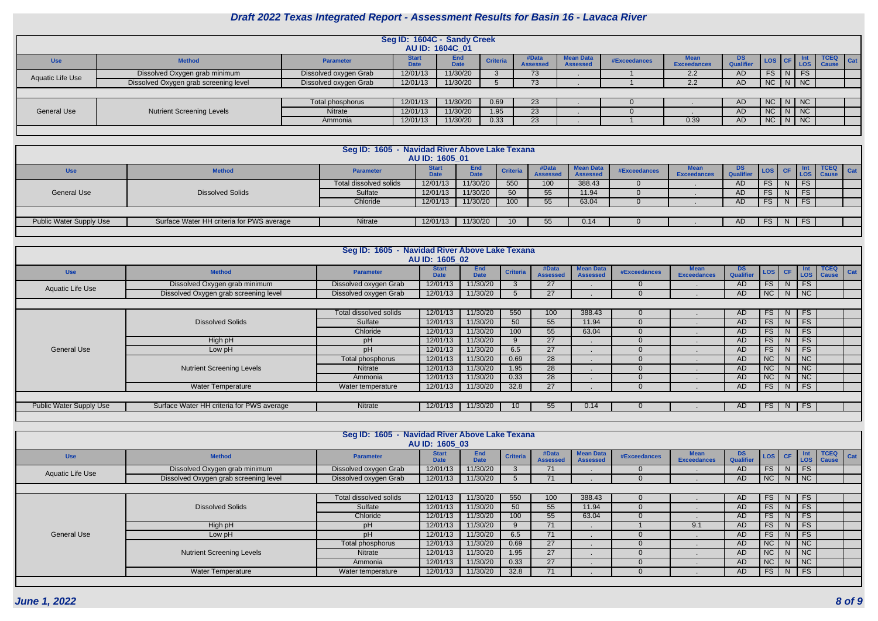# Draft 2022 Texas Integrated Report - Assessment Results for Basin 16 - Lavaca River

**Seg ID: 1604C - Sandy Creek**
**AU ID: 1604C_01**

| Use | Method | Parameter | Start Date | End Date | Criteria | #Data Assessed | Mean Data Assessed | #Exceedances | Mean Exceedances | DS Qualifier | LOS | CF | Int LOS | TCEQ Cause | Cat |
|---|---|---|---|---|---|---|---|---|---|---|---|---|---|---|---|
| Aquatic Life Use | Dissolved Oxygen grab minimum | Dissolved oxygen Grab | 12/01/13 | 11/30/20 | 3 | 73 | . | 1 | 2.2 | AD | FS | N | FS | | |
| | Dissolved Oxygen grab screening level | Dissolved oxygen Grab | 12/01/13 | 11/30/20 | 5 | 73 | . | 1 | 2.2 | AD | NC | N | NC | | |
| General Use | Nutrient Screening Levels | Total phosphorus | 12/01/13 | 11/30/20 | 0.69 | 23 | . | 0 | . | AD | NC | N | NC | | |
| | | Nitrate | 12/01/13 | 11/30/20 | 1.95 | 23 | . | 0 | . | AD | NC | N | NC | | |
| | | Ammonia | 12/01/13 | 11/30/20 | 0.33 | 23 | . | 1 | 0.39 | AD | NC | N | NC | | |

**Seg ID: 1605 - Navidad River Above Lake Texana**
**AU ID: 1605_01**

| Use | Method | Parameter | Start Date | End Date | Criteria | #Data Assessed | Mean Data Assessed | #Exceedances | Mean Exceedances | DS Qualifier | LOS | CF | Int LOS | TCEQ Cause | Cat |
|---|---|---|---|---|---|---|---|---|---|---|---|---|---|---|---|
| General Use | Dissolved Solids | Total dissolved solids | 12/01/13 | 11/30/20 | 550 | 100 | 388.43 | 0 | . | AD | FS | N | FS | | |
| | | Sulfate | 12/01/13 | 11/30/20 | 50 | 55 | 11.94 | 0 | . | AD | FS | N | FS | | |
| | | Chloride | 12/01/13 | 11/30/20 | 100 | 55 | 63.04 | 0 | . | AD | FS | N | FS | | |
| Public Water Supply Use | Surface Water HH criteria for PWS average | Nitrate | 12/01/13 | 11/30/20 | 10 | 55 | 0.14 | 0 | . | AD | FS | N | FS | | |

**Seg ID: 1605 - Navidad River Above Lake Texana**
**AU ID: 1605_02**

| Use | Method | Parameter | Start Date | End Date | Criteria | #Data Assessed | Mean Data Assessed | #Exceedances | Mean Exceedances | DS Qualifier | LOS | CF | Int LOS | TCEQ Cause | Cat |
|---|---|---|---|---|---|---|---|---|---|---|---|---|---|---|---|
| Aquatic Life Use | Dissolved Oxygen grab minimum | Dissolved oxygen Grab | 12/01/13 | 11/30/20 | 3 | 27 | . | 0 | . | AD | FS | N | FS | | |
| | Dissolved Oxygen grab screening level | Dissolved oxygen Grab | 12/01/13 | 11/30/20 | 5 | 27 | . | 0 | . | AD | NC | N | NC | | |
| General Use | Dissolved Solids | Total dissolved solids | 12/01/13 | 11/30/20 | 550 | 100 | 388.43 | 0 | . | AD | FS | N | FS | | |
| | | Sulfate | 12/01/13 | 11/30/20 | 50 | 55 | 11.94 | 0 | . | AD | FS | N | FS | | |
| | | Chloride | 12/01/13 | 11/30/20 | 100 | 55 | 63.04 | 0 | . | AD | FS | N | FS | | |
| | High pH | pH | 12/01/13 | 11/30/20 | 9 | 27 | . | 0 | . | AD | FS | N | FS | | |
| | Low pH | pH | 12/01/13 | 11/30/20 | 6.5 | 27 | . | 0 | . | AD | FS | N | FS | | |
| | Nutrient Screening Levels | Total phosphorus | 12/01/13 | 11/30/20 | 0.69 | 28 | . | 0 | . | AD | NC | N | NC | | |
| | | Nitrate | 12/01/13 | 11/30/20 | 1.95 | 28 | . | 0 | . | AD | NC | N | NC | | |
| | | Ammonia | 12/01/13 | 11/30/20 | 0.33 | 28 | . | 0 | . | AD | NC | N | NC | | |
| | Water Temperature | Water temperature | 12/01/13 | 11/30/20 | 32.8 | 27 | . | 0 | . | AD | FS | N | FS | | |
| Public Water Supply Use | Surface Water HH criteria for PWS average | Nitrate | 12/01/13 | 11/30/20 | 10 | 55 | 0.14 | 0 | . | AD | FS | N | FS | | |

**Seg ID: 1605 - Navidad River Above Lake Texana**
**AU ID: 1605_03**

| Use | Method | Parameter | Start Date | End Date | Criteria | #Data Assessed | Mean Data Assessed | #Exceedances | Mean Exceedances | DS Qualifier | LOS | CF | Int LOS | TCEQ Cause | Cat |
|---|---|---|---|---|---|---|---|---|---|---|---|---|---|---|---|
| Aquatic Life Use | Dissolved Oxygen grab minimum | Dissolved oxygen Grab | 12/01/13 | 11/30/20 | 3 | 71 | . | 0 | . | AD | FS | N | FS | | |
| | Dissolved Oxygen grab screening level | Dissolved oxygen Grab | 12/01/13 | 11/30/20 | 5 | 71 | . | 0 | . | AD | NC | N | NC | | |
| General Use | Dissolved Solids | Total dissolved solids | 12/01/13 | 11/30/20 | 550 | 100 | 388.43 | 0 | . | AD | FS | N | FS | | |
| | | Sulfate | 12/01/13 | 11/30/20 | 50 | 55 | 11.94 | 0 | . | AD | FS | N | FS | | |
| | | Chloride | 12/01/13 | 11/30/20 | 100 | 55 | 63.04 | 0 | . | AD | FS | N | FS | | |
| | High pH | pH | 12/01/13 | 11/30/20 | 9 | 71 | . | 1 | 9.1 | AD | FS | N | FS | | |
| | Low pH | pH | 12/01/13 | 11/30/20 | 6.5 | 71 | . | 0 | . | AD | FS | N | FS | | |
| | Nutrient Screening Levels | Total phosphorus | 12/01/13 | 11/30/20 | 0.69 | 27 | . | 0 | . | AD | NC | N | NC | | |
| | | Nitrate | 12/01/13 | 11/30/20 | 1.95 | 27 | . | 0 | . | AD | NC | N | NC | | |
| | | Ammonia | 12/01/13 | 11/30/20 | 0.33 | 27 | . | 0 | . | AD | NC | N | NC | | |
| | Water Temperature | Water temperature | 12/01/13 | 11/30/20 | 32.8 | 71 | . | 0 | . | AD | FS | N | FS | | |

*June 1, 2022*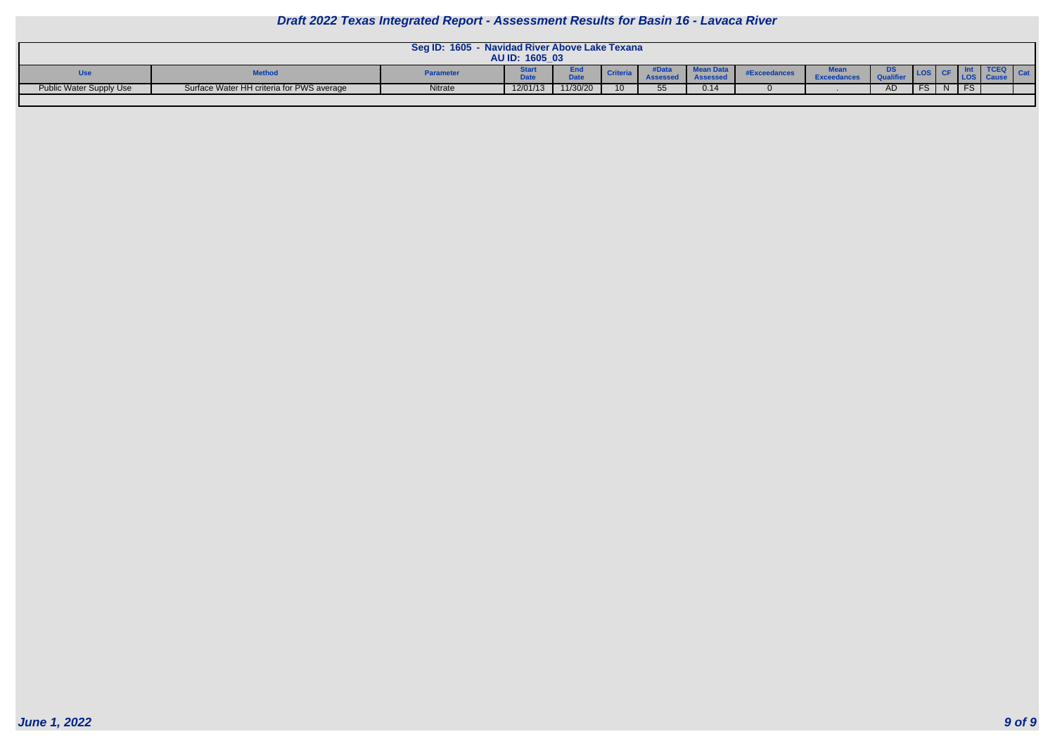# Draft 2022 Texas Integrated Report - Assessment Results for Basin 16 - Lavaca River

## Seg ID: 1605 - Navidad River Above Lake Texana

### AU ID: 1605_03

| Use | Method | Parameter | Start Date | End Date | Criteria | #Data Assessed | Mean Data Assessed | #Exceedances | Mean Exceedances | DS Qualifier | LOS | CF | Int LOS | TCEQ Cause | Cat |
|---|---|---|---|---|---|---|---|---|---|---|---|---|---|---|---|
| Public Water Supply Use | Surface Water HH criteria for PWS average | Nitrate | 12/01/13 | 11/30/20 | 10 | 55 | 0.14 | 0 | . | AD | FS | N | FS | | |

*June 1, 2022*